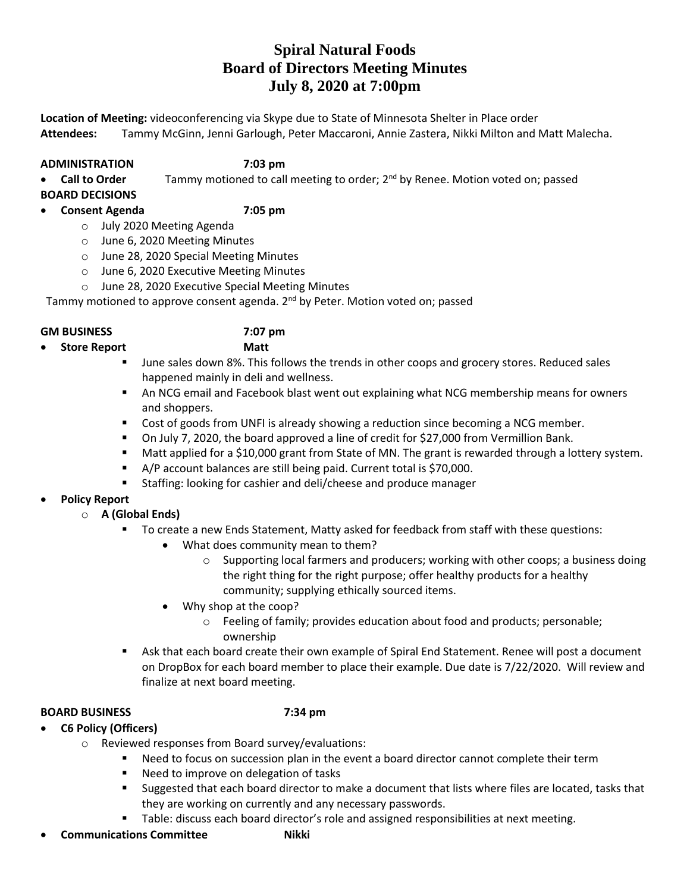# Spiral Natural Foods
# Board of Directors Meeting Minutes
# July 8, 2020 at 7:00pm

**Location of Meeting:** videoconferencing via Skype due to State of Minnesota Shelter in Place order
**Attendees:** Tammy McGinn, Jenni Garlough, Peter Maccaroni, Annie Zastera, Nikki Milton and Matt Malecha.

**ADMINISTRATION 7:03 pm**

- **Call to Order** Tammy motioned to call meeting to order; 2nd by Renee. Motion voted on; passed

**BOARD DECISIONS**

- **Consent Agenda 7:05 pm**
  - July 2020 Meeting Agenda
  - June 6, 2020 Meeting Minutes
  - June 28, 2020 Special Meeting Minutes
  - June 6, 2020 Executive Meeting Minutes
  - June 28, 2020 Executive Special Meeting Minutes

Tammy motioned to approve consent agenda. 2nd by Peter. Motion voted on; passed

**GM BUSINESS 7:07 pm**

- **Store Report Matt**
  - June sales down 8%. This follows the trends in other coops and grocery stores. Reduced sales happened mainly in deli and wellness.
  - An NCG email and Facebook blast went out explaining what NCG membership means for owners and shoppers.
  - Cost of goods from UNFI is already showing a reduction since becoming a NCG member.
  - On July 7, 2020, the board approved a line of credit for $27,000 from Vermillion Bank.
  - Matt applied for a $10,000 grant from State of MN. The grant is rewarded through a lottery system.
  - A/P account balances are still being paid. Current total is $70,000.
  - Staffing: looking for cashier and deli/cheese and produce manager
- **Policy Report**
  - **A (Global Ends)**
    - To create a new Ends Statement, Matty asked for feedback from staff with these questions:
      - What does community mean to them?
        - Supporting local farmers and producers; working with other coops; a business doing the right thing for the right purpose; offer healthy products for a healthy community; supplying ethically sourced items.
      - Why shop at the coop?
        - Feeling of family; provides education about food and products; personable; ownership
    - Ask that each board create their own example of Spiral End Statement. Renee will post a document on DropBox for each board member to place their example. Due date is 7/22/2020. Will review and finalize at next board meeting.

**BOARD BUSINESS 7:34 pm**

- **C6 Policy (Officers)**
  - Reviewed responses from Board survey/evaluations:
    - Need to focus on succession plan in the event a board director cannot complete their term
    - Need to improve on delegation of tasks
    - Suggested that each board director to make a document that lists where files are located, tasks that they are working on currently and any necessary passwords.
    - Table: discuss each board director's role and assigned responsibilities at next meeting.
- **Communications Committee Nikki**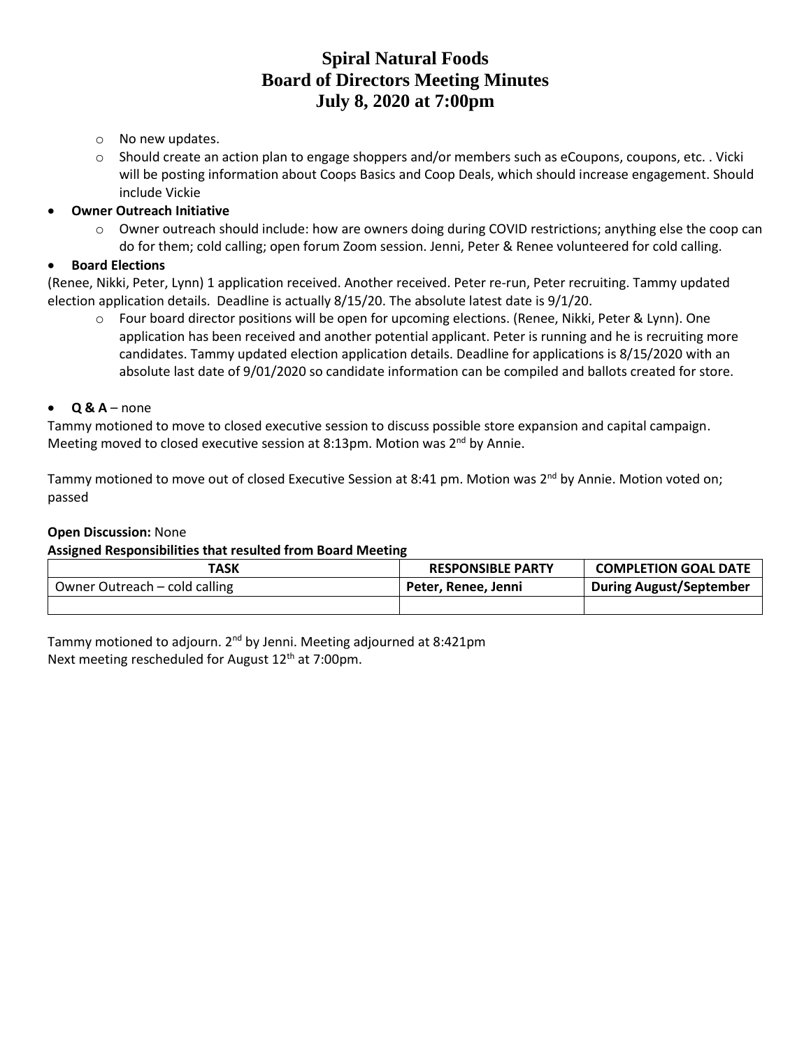# Spiral Natural Foods
# Board of Directors Meeting Minutes
# July 8, 2020 at 7:00pm

  - No new updates.
  - Should create an action plan to engage shoppers and/or members such as eCoupons, coupons, etc. . Vicki will be posting information about Coops Basics and Coop Deals, which should increase engagement. Should include Vickie

- **Owner Outreach Initiative**
  - Owner outreach should include: how are owners doing during COVID restrictions; anything else the coop can do for them; cold calling; open forum Zoom session. Jenni, Peter & Renee volunteered for cold calling.

- **Board Elections**

(Renee, Nikki, Peter, Lynn) 1 application received. Another received. Peter re-run, Peter recruiting. Tammy updated election application details. Deadline is actually 8/15/20. The absolute latest date is 9/1/20.

  - Four board director positions will be open for upcoming elections. (Renee, Nikki, Peter & Lynn). One application has been received and another potential applicant. Peter is running and he is recruiting more candidates. Tammy updated election application details. Deadline for applications is 8/15/2020 with an absolute last date of 9/01/2020 so candidate information can be compiled and ballots created for store.

- **Q & A** – none

Tammy motioned to move to closed executive session to discuss possible store expansion and capital campaign. Meeting moved to closed executive session at 8:13pm. Motion was 2nd by Annie.

Tammy motioned to move out of closed Executive Session at 8:41 pm. Motion was 2nd by Annie. Motion voted on; passed

**Open Discussion:** None

**Assigned Responsibilities that resulted from Board Meeting**

| TASK | RESPONSIBLE PARTY | COMPLETION GOAL DATE |
|---|---|---|
| Owner Outreach – cold calling | **Peter, Renee, Jenni** | **During August/September** |
| | | |

Tammy motioned to adjourn. 2nd by Jenni. Meeting adjourned at 8:421pm
Next meeting rescheduled for August 12th at 7:00pm.